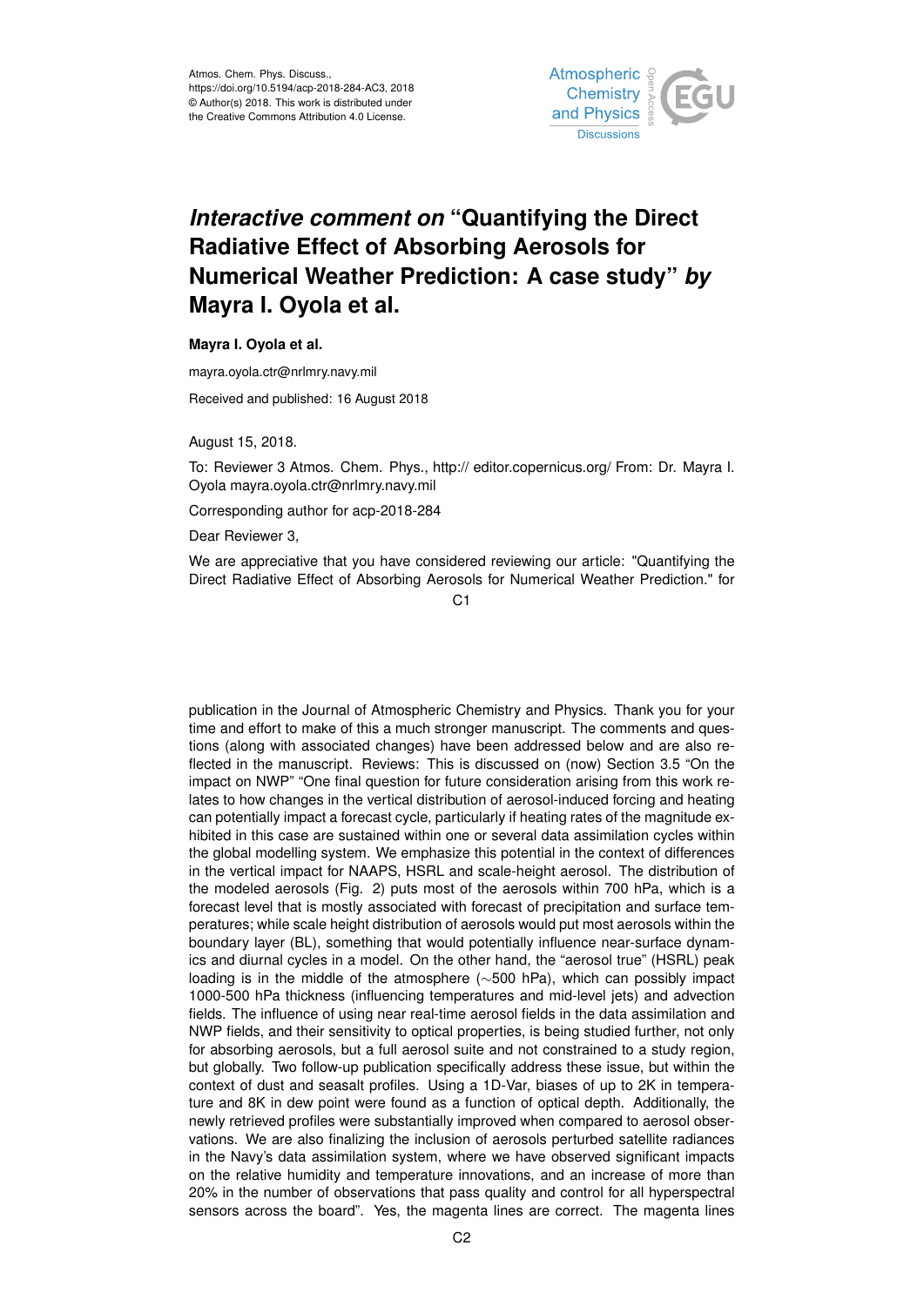Atmos. Chem. Phys. Discuss.,
https://doi.org/10.5194/acp-2018-284-AC3, 2018
© Author(s) 2018. This work is distributed under
the Creative Commons Attribution 4.0 License.

# *Interactive comment on* "Quantifying the Direct Radiative Effect of Absorbing Aerosols for Numerical Weather Prediction: A case study" *by* Mayra I. Oyola et al.

**Mayra I. Oyola et al.**

mayra.oyola.ctr@nrlmry.navy.mil

Received and published: 16 August 2018

August 15, 2018.

To: Reviewer 3 Atmos. Chem. Phys., http:// editor.copernicus.org/ From: Dr. Mayra I. Oyola mayra.oyola.ctr@nrlmry.navy.mil

Corresponding author for acp-2018-284

Dear Reviewer 3,

We are appreciative that you have considered reviewing our article: "Quantifying the Direct Radiative Effect of Absorbing Aerosols for Numerical Weather Prediction." for publication in the Journal of Atmospheric Chemistry and Physics. Thank you for your time and effort to make of this a much stronger manuscript. The comments and questions (along with associated changes) have been addressed below and are also reflected in the manuscript. Reviews: This is discussed on (now) Section 3.5 "On the impact on NWP" "One final question for future consideration arising from this work relates to how changes in the vertical distribution of aerosol-induced forcing and heating can potentially impact a forecast cycle, particularly if heating rates of the magnitude exhibited in this case are sustained within one or several data assimilation cycles within the global modelling system. We emphasize this potential in the context of differences in the vertical impact for NAAPS, HSRL and scale-height aerosol. The distribution of the modeled aerosols (Fig. 2) puts most of the aerosols within 700 hPa, which is a forecast level that is mostly associated with forecast of precipitation and surface temperatures; while scale height distribution of aerosols would put most aerosols within the boundary layer (BL), something that would potentially influence near-surface dynamics and diurnal cycles in a model. On the other hand, the "aerosol true" (HSRL) peak loading is in the middle of the atmosphere (~500 hPa), which can possibly impact 1000-500 hPa thickness (influencing temperatures and mid-level jets) and advection fields. The influence of using near real-time aerosol fields in the data assimilation and NWP fields, and their sensitivity to optical properties, is being studied further, not only for absorbing aerosols, but a full aerosol suite and not constrained to a study region, but globally. Two follow-up publication specifically address these issue, but within the context of dust and seasalt profiles. Using a 1D-Var, biases of up to 2K in temperature and 8K in dew point were found as a function of optical depth. Additionally, the newly retrieved profiles were substantially improved when compared to aerosol observations. We are also finalizing the inclusion of aerosols perturbed satellite radiances in the Navy's data assimilation system, where we have observed significant impacts on the relative humidity and temperature innovations, and an increase of more than 20% in the number of observations that pass quality and control for all hyperspectral sensors across the board". Yes, the magenta lines are correct. The magenta lines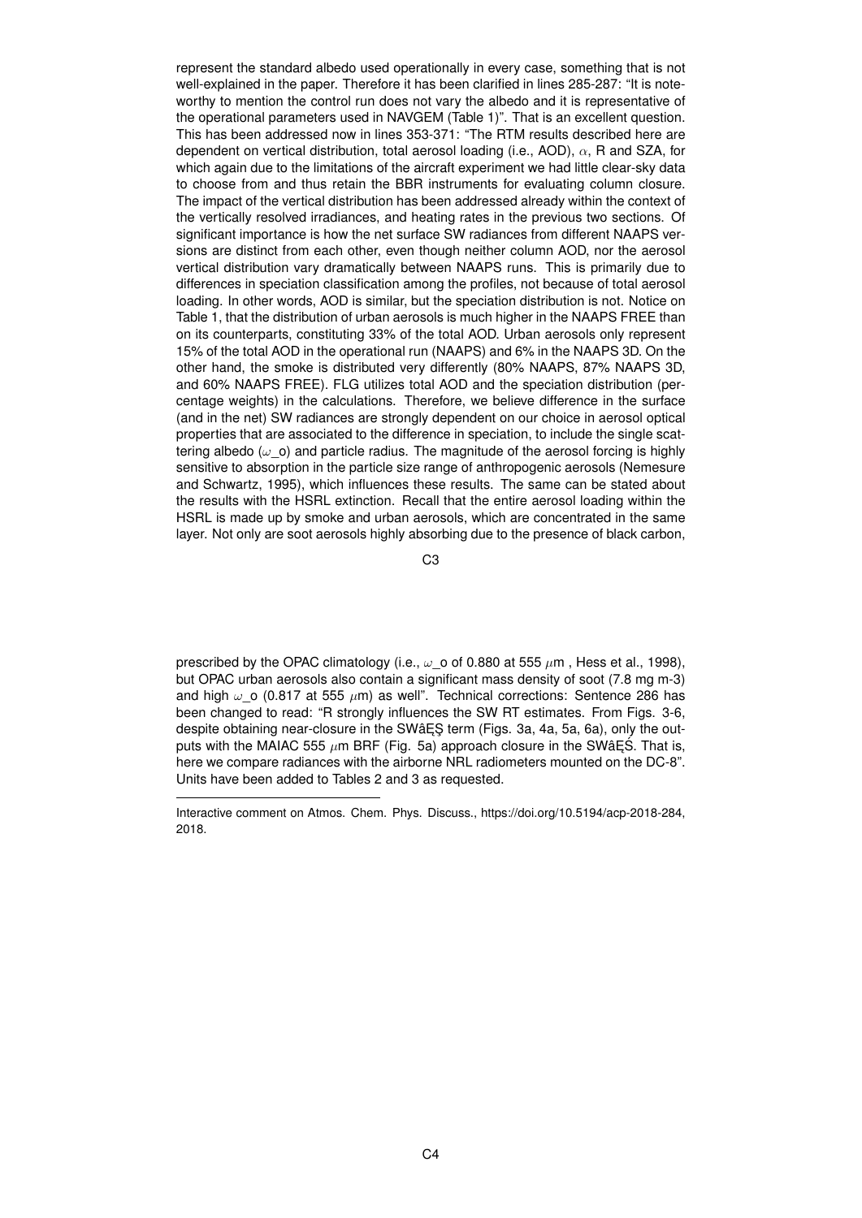represent the standard albedo used operationally in every case, something that is not well-explained in the paper. Therefore it has been clarified in lines 285-287: "It is noteworthy to mention the control run does not vary the albedo and it is representative of the operational parameters used in NAVGEM (Table 1)". That is an excellent question. This has been addressed now in lines 353-371: "The RTM results described here are dependent on vertical distribution, total aerosol loading (i.e., AOD), $\alpha$, R and SZA, for which again due to the limitations of the aircraft experiment we had little clear-sky data to choose from and thus retain the BBR instruments for evaluating column closure. The impact of the vertical distribution has been addressed already within the context of the vertically resolved irradiances, and heating rates in the previous two sections. Of significant importance is how the net surface SW radiances from different NAAPS versions are distinct from each other, even though neither column AOD, nor the aerosol vertical distribution vary dramatically between NAAPS runs. This is primarily due to differences in speciation classification among the profiles, not because of total aerosol loading. In other words, AOD is similar, but the speciation distribution is not. Notice on Table 1, that the distribution of urban aerosols is much higher in the NAAPS FREE than on its counterparts, constituting 33% of the total AOD. Urban aerosols only represent 15% of the total AOD in the operational run (NAAPS) and 6% in the NAAPS 3D. On the other hand, the smoke is distributed very differently (80% NAAPS, 87% NAAPS 3D, and 60% NAAPS FREE). FLG utilizes total AOD and the speciation distribution (percentage weights) in the calculations. Therefore, we believe difference in the surface (and in the net) SW radiances are strongly dependent on our choice in aerosol optical properties that are associated to the difference in speciation, to include the single scattering albedo ($\omega\_o$) and particle radius. The magnitude of the aerosol forcing is highly sensitive to absorption in the particle size range of anthropogenic aerosols (Nemesure and Schwartz, 1995), which influences these results. The same can be stated about the results with the HSRL extinction. Recall that the entire aerosol loading within the HSRL is made up by smoke and urban aerosols, which are concentrated in the same layer. Not only are soot aerosols highly absorbing due to the presence of black carbon, prescribed by the OPAC climatology (i.e., $\omega\_o$ of 0.880 at 555 $\mu$m , Hess et al., 1998), but OPAC urban aerosols also contain a significant mass density of soot (7.8 mg m-3) and high $\omega\_o$ (0.817 at 555 $\mu$m) as well". Technical corrections: Sentence 286 has been changed to read: "R strongly influences the SW RT estimates. From Figs. 3-6, despite obtaining near-closure in the SWâĘŞ term (Figs. 3a, 4a, 5a, 6a), only the outputs with the MAIAC 555 $\mu$m BRF (Fig. 5a) approach closure in the SWâĘŚ. That is, here we compare radiances with the airborne NRL radiometers mounted on the DC-8". Units have been added to Tables 2 and 3 as requested.

---

Interactive comment on Atmos. Chem. Phys. Discuss., https://doi.org/10.5194/acp-2018-284, 2018.